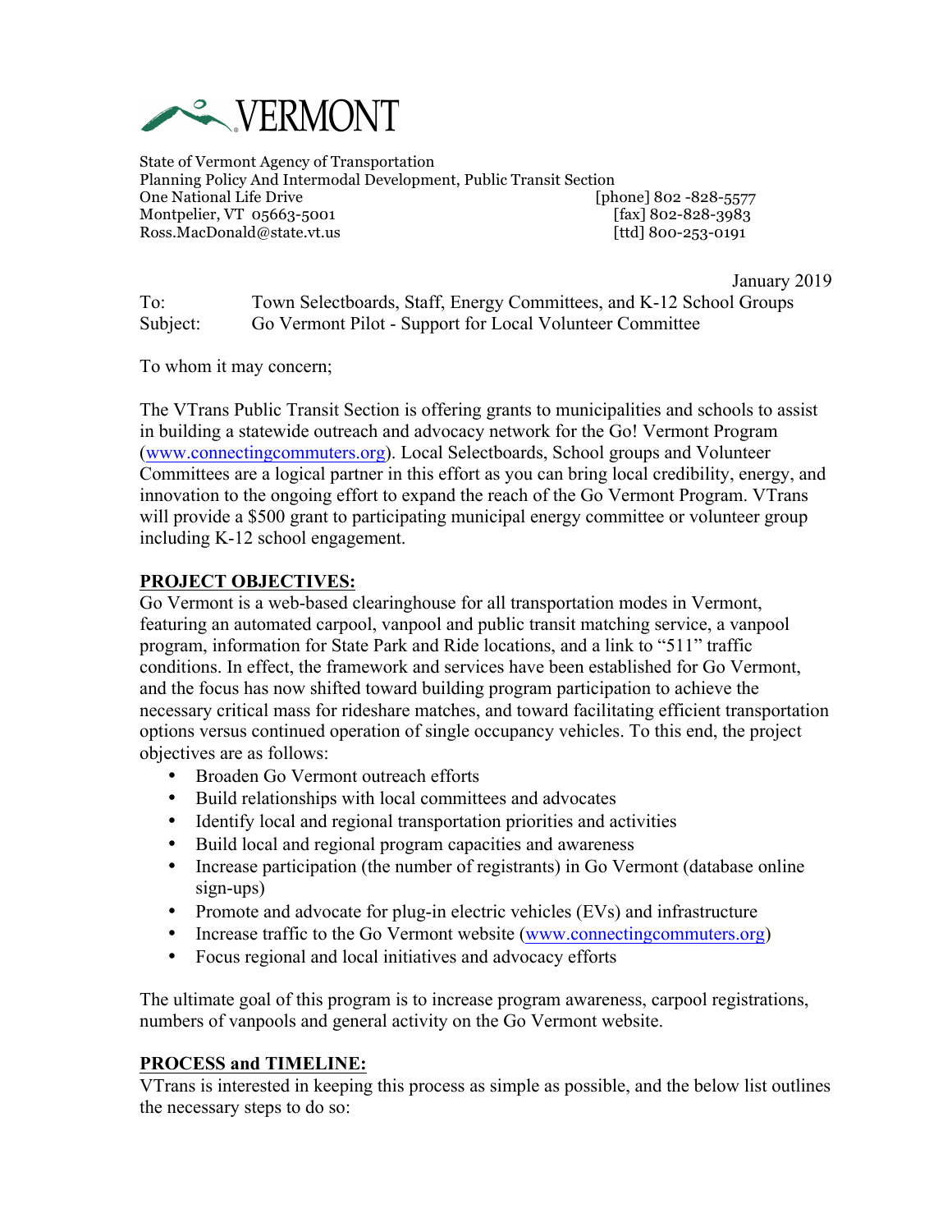VERMONT

State of Vermont Agency of Transportation
Planning Policy And Intermodal Development, Public Transit Section
One National Life Drive [phone] 802 -828-5577
Montpelier, VT 05663-5001 [fax] 802-828-3983
Ross.MacDonald@state.vt.us [ttd] 800-253-0191

January 2019

To: Town Selectboards, Staff, Energy Committees, and K-12 School Groups
Subject: Go Vermont Pilot - Support for Local Volunteer Committee

To whom it may concern;

The VTrans Public Transit Section is offering grants to municipalities and schools to assist in building a statewide outreach and advocacy network for the Go! Vermont Program (www.connectingcommuters.org). Local Selectboards, School groups and Volunteer Committees are a logical partner in this effort as you can bring local credibility, energy, and innovation to the ongoing effort to expand the reach of the Go Vermont Program. VTrans will provide a $500 grant to participating municipal energy committee or volunteer group including K-12 school engagement.

**PROJECT OBJECTIVES:**

Go Vermont is a web-based clearinghouse for all transportation modes in Vermont, featuring an automated carpool, vanpool and public transit matching service, a vanpool program, information for State Park and Ride locations, and a link to "511" traffic conditions. In effect, the framework and services have been established for Go Vermont, and the focus has now shifted toward building program participation to achieve the necessary critical mass for rideshare matches, and toward facilitating efficient transportation options versus continued operation of single occupancy vehicles. To this end, the project objectives are as follows:

- Broaden Go Vermont outreach efforts
- Build relationships with local committees and advocates
- Identify local and regional transportation priorities and activities
- Build local and regional program capacities and awareness
- Increase participation (the number of registrants) in Go Vermont (database online sign-ups)
- Promote and advocate for plug-in electric vehicles (EVs) and infrastructure
- Increase traffic to the Go Vermont website (www.connectingcommuters.org)
- Focus regional and local initiatives and advocacy efforts

The ultimate goal of this program is to increase program awareness, carpool registrations, numbers of vanpools and general activity on the Go Vermont website.

**PROCESS and TIMELINE:**

VTrans is interested in keeping this process as simple as possible, and the below list outlines the necessary steps to do so: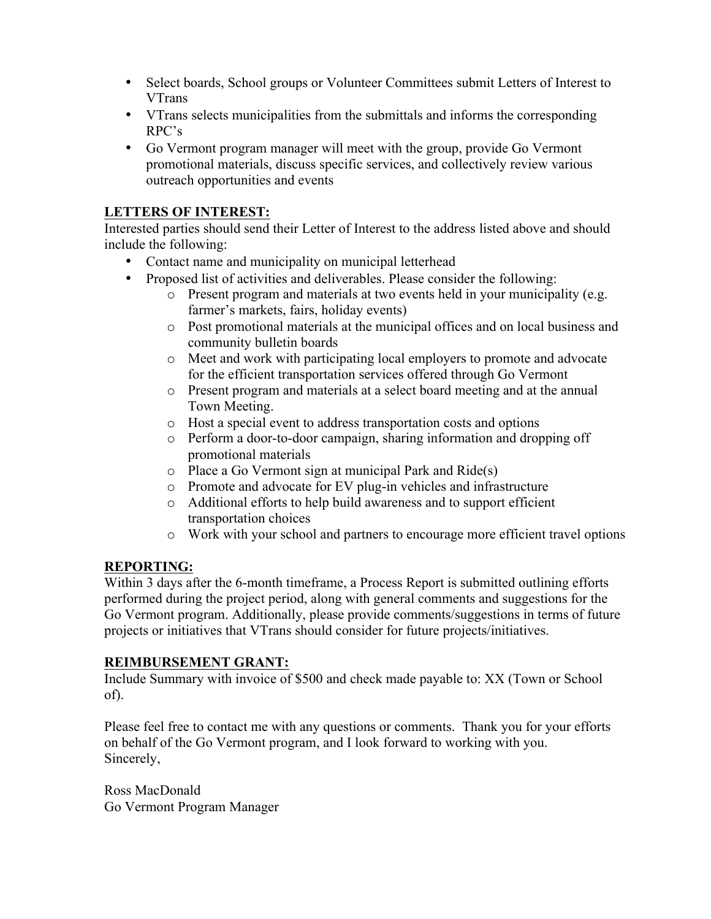- Select boards, School groups or Volunteer Committees submit Letters of Interest to VTrans
- VTrans selects municipalities from the submittals and informs the corresponding RPC's
- Go Vermont program manager will meet with the group, provide Go Vermont promotional materials, discuss specific services, and collectively review various outreach opportunities and events

**LETTERS OF INTEREST:**

Interested parties should send their Letter of Interest to the address listed above and should include the following:

- Contact name and municipality on municipal letterhead
- Proposed list of activities and deliverables. Please consider the following:
  - Present program and materials at two events held in your municipality (e.g. farmer's markets, fairs, holiday events)
  - Post promotional materials at the municipal offices and on local business and community bulletin boards
  - Meet and work with participating local employers to promote and advocate for the efficient transportation services offered through Go Vermont
  - Present program and materials at a select board meeting and at the annual Town Meeting.
  - Host a special event to address transportation costs and options
  - Perform a door-to-door campaign, sharing information and dropping off promotional materials
  - Place a Go Vermont sign at municipal Park and Ride(s)
  - Promote and advocate for EV plug-in vehicles and infrastructure
  - Additional efforts to help build awareness and to support efficient transportation choices
  - Work with your school and partners to encourage more efficient travel options

**REPORTING:**

Within 3 days after the 6-month timeframe, a Process Report is submitted outlining efforts performed during the project period, along with general comments and suggestions for the Go Vermont program. Additionally, please provide comments/suggestions in terms of future projects or initiatives that VTrans should consider for future projects/initiatives.

**REIMBURSEMENT GRANT:**

Include Summary with invoice of $500 and check made payable to: XX (Town or School of).

Please feel free to contact me with any questions or comments. Thank you for your efforts on behalf of the Go Vermont program, and I look forward to working with you.
Sincerely,

Ross MacDonald
Go Vermont Program Manager